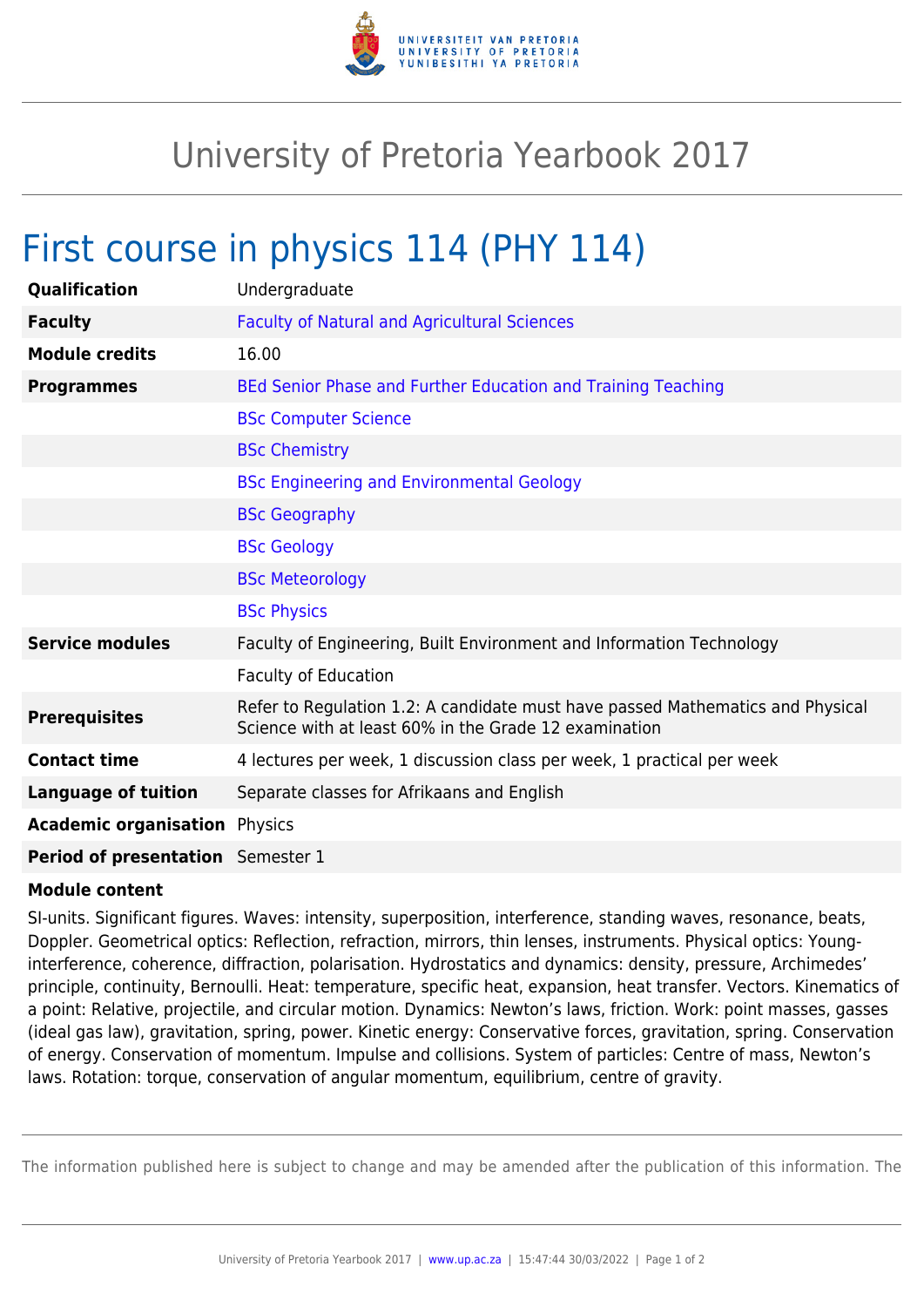# University of Pretoria Yearbook 2017

## First course in physics 114 (PHY 114)

| | |
|---|---|
| **Qualification** | Undergraduate |
| **Faculty** | Faculty of Natural and Agricultural Sciences |
| **Module credits** | 16.00 |
| **Programmes** | BEd Senior Phase and Further Education and Training Teaching |
| | BSc Computer Science |
| | BSc Chemistry |
| | BSc Engineering and Environmental Geology |
| | BSc Geography |
| | BSc Geology |
| | BSc Meteorology |
| | BSc Physics |
| **Service modules** | Faculty of Engineering, Built Environment and Information Technology |
| | Faculty of Education |
| **Prerequisites** | Refer to Regulation 1.2: A candidate must have passed Mathematics and Physical Science with at least 60% in the Grade 12 examination |
| **Contact time** | 4 lectures per week, 1 discussion class per week, 1 practical per week |
| **Language of tuition** | Separate classes for Afrikaans and English |
| **Academic organisation** | Physics |
| **Period of presentation** | Semester 1 |

**Module content**

SI-units. Significant figures. Waves: intensity, superposition, interference, standing waves, resonance, beats, Doppler. Geometrical optics: Reflection, refraction, mirrors, thin lenses, instruments. Physical optics: Young-interference, coherence, diffraction, polarisation. Hydrostatics and dynamics: density, pressure, Archimedes' principle, continuity, Bernoulli. Heat: temperature, specific heat, expansion, heat transfer. Vectors. Kinematics of a point: Relative, projectile, and circular motion. Dynamics: Newton's laws, friction. Work: point masses, gasses (ideal gas law), gravitation, spring, power. Kinetic energy: Conservative forces, gravitation, spring. Conservation of energy. Conservation of momentum. Impulse and collisions. System of particles: Centre of mass, Newton's laws. Rotation: torque, conservation of angular momentum, equilibrium, centre of gravity.

The information published here is subject to change and may be amended after the publication of this information. The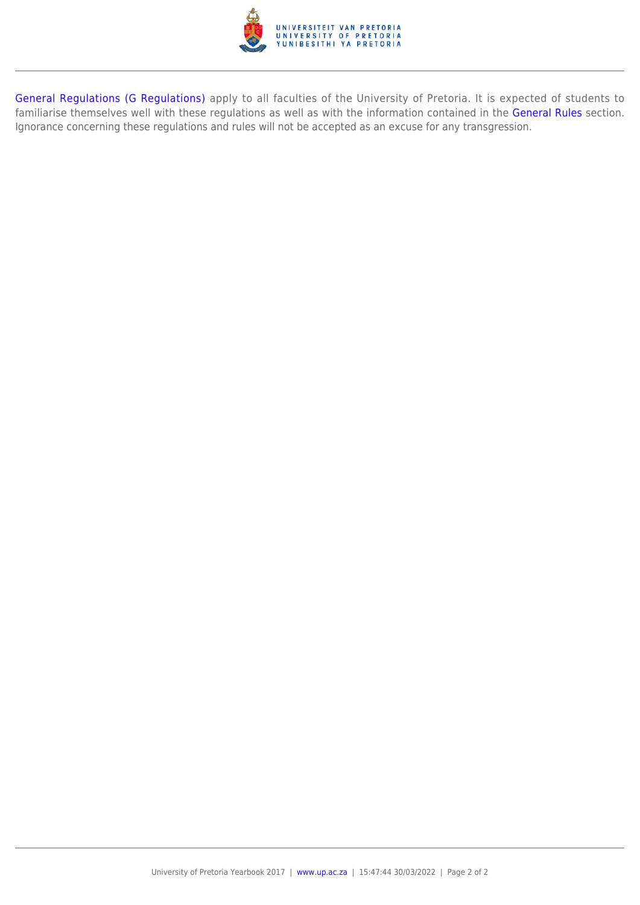General Regulations (G Regulations) apply to all faculties of the University of Pretoria. It is expected of students to familiarise themselves well with these regulations as well as with the information contained in the General Rules section. Ignorance concerning these regulations and rules will not be accepted as an excuse for any transgression.